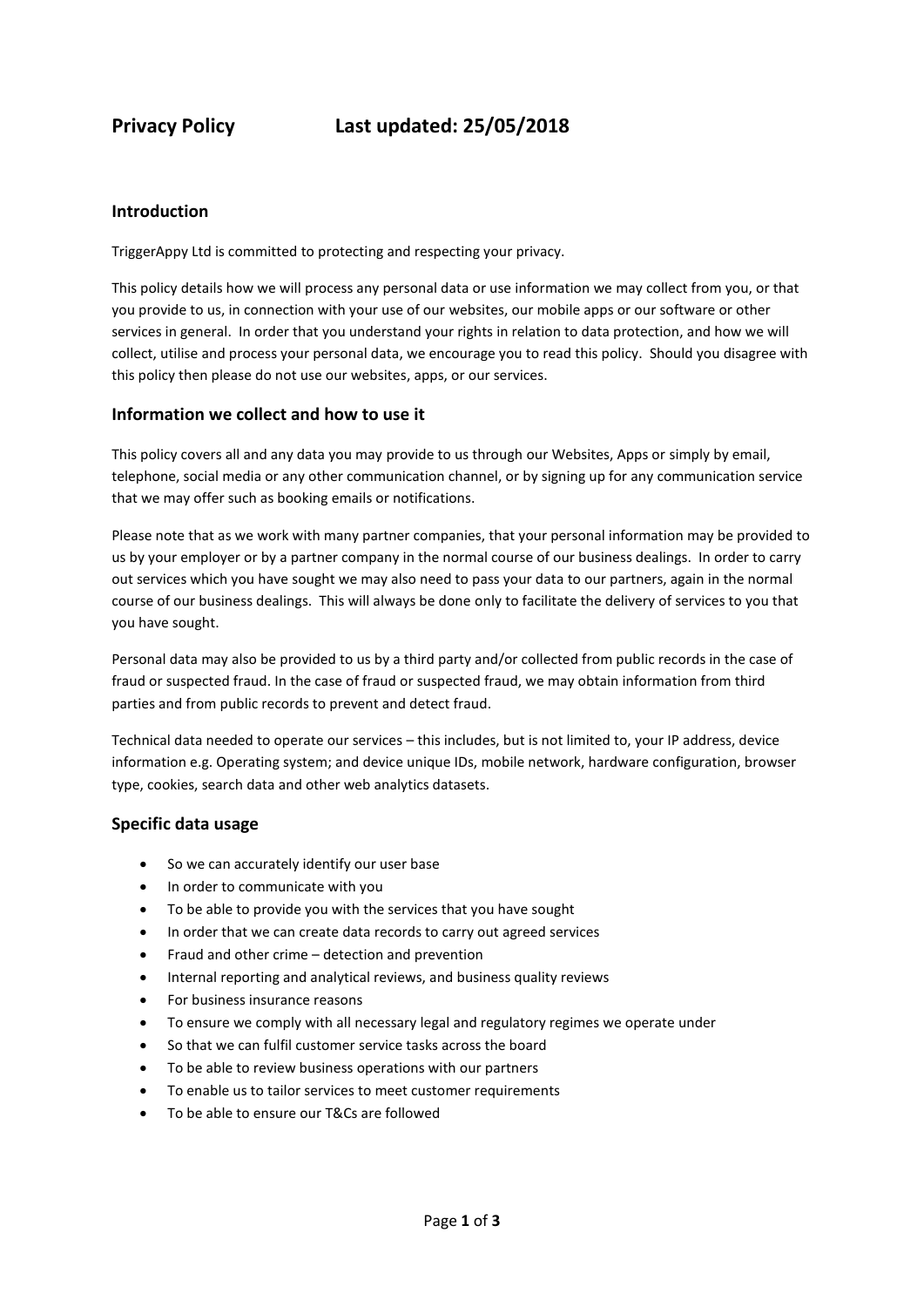# Privacy Policy Last updated: 25/05/2018

## Introduction

TriggerAppy Ltd is committed to protecting and respecting your privacy.

This policy details how we will process any personal data or use information we may collect from you, or that you provide to us, in connection with your use of our websites, our mobile apps or our software or other services in general. In order that you understand your rights in relation to data protection, and how we will collect, utilise and process your personal data, we encourage you to read this policy. Should you disagree with this policy then please do not use our websites, apps, or our services.

## Information we collect and how to use it

This policy covers all and any data you may provide to us through our Websites, Apps or simply by email, telephone, social media or any other communication channel, or by signing up for any communication service that we may offer such as booking emails or notifications.

Please note that as we work with many partner companies, that your personal information may be provided to us by your employer or by a partner company in the normal course of our business dealings. In order to carry out services which you have sought we may also need to pass your data to our partners, again in the normal course of our business dealings. This will always be done only to facilitate the delivery of services to you that you have sought.

Personal data may also be provided to us by a third party and/or collected from public records in the case of fraud or suspected fraud. In the case of fraud or suspected fraud, we may obtain information from third parties and from public records to prevent and detect fraud.

Technical data needed to operate our services – this includes, but is not limited to, your IP address, device information e.g. Operating system; and device unique IDs, mobile network, hardware configuration, browser type, cookies, search data and other web analytics datasets.

## Specific data usage

- So we can accurately identify our user base
- In order to communicate with you
- To be able to provide you with the services that you have sought
- In order that we can create data records to carry out agreed services
- Fraud and other crime – detection and prevention
- Internal reporting and analytical reviews, and business quality reviews
- For business insurance reasons
- To ensure we comply with all necessary legal and regulatory regimes we operate under
- So that we can fulfil customer service tasks across the board
- To be able to review business operations with our partners
- To enable us to tailor services to meet customer requirements
- To be able to ensure our T&Cs are followed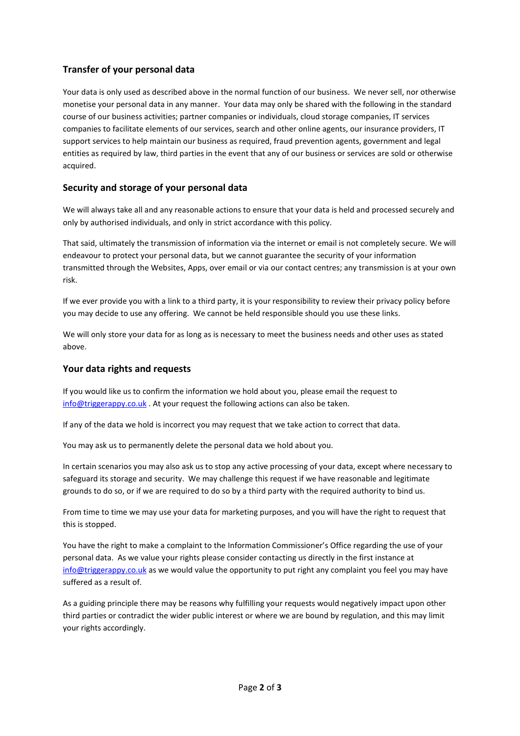## Transfer of your personal data

Your data is only used as described above in the normal function of our business. We never sell, nor otherwise monetise your personal data in any manner. Your data may only be shared with the following in the standard course of our business activities; partner companies or individuals, cloud storage companies, IT services companies to facilitate elements of our services, search and other online agents, our insurance providers, IT support services to help maintain our business as required, fraud prevention agents, government and legal entities as required by law, third parties in the event that any of our business or services are sold or otherwise acquired.

## Security and storage of your personal data

We will always take all and any reasonable actions to ensure that your data is held and processed securely and only by authorised individuals, and only in strict accordance with this policy.

That said, ultimately the transmission of information via the internet or email is not completely secure. We will endeavour to protect your personal data, but we cannot guarantee the security of your information transmitted through the Websites, Apps, over email or via our contact centres; any transmission is at your own risk.

If we ever provide you with a link to a third party, it is your responsibility to review their privacy policy before you may decide to use any offering. We cannot be held responsible should you use these links.

We will only store your data for as long as is necessary to meet the business needs and other uses as stated above.

## Your data rights and requests

If you would like us to confirm the information we hold about you, please email the request to info@triggerappy.co.uk . At your request the following actions can also be taken.

If any of the data we hold is incorrect you may request that we take action to correct that data.

You may ask us to permanently delete the personal data we hold about you.

In certain scenarios you may also ask us to stop any active processing of your data, except where necessary to safeguard its storage and security. We may challenge this request if we have reasonable and legitimate grounds to do so, or if we are required to do so by a third party with the required authority to bind us.

From time to time we may use your data for marketing purposes, and you will have the right to request that this is stopped.

You have the right to make a complaint to the Information Commissioner's Office regarding the use of your personal data. As we value your rights please consider contacting us directly in the first instance at info@triggerappy.co.uk as we would value the opportunity to put right any complaint you feel you may have suffered as a result of.

As a guiding principle there may be reasons why fulfilling your requests would negatively impact upon other third parties or contradict the wider public interest or where we are bound by regulation, and this may limit your rights accordingly.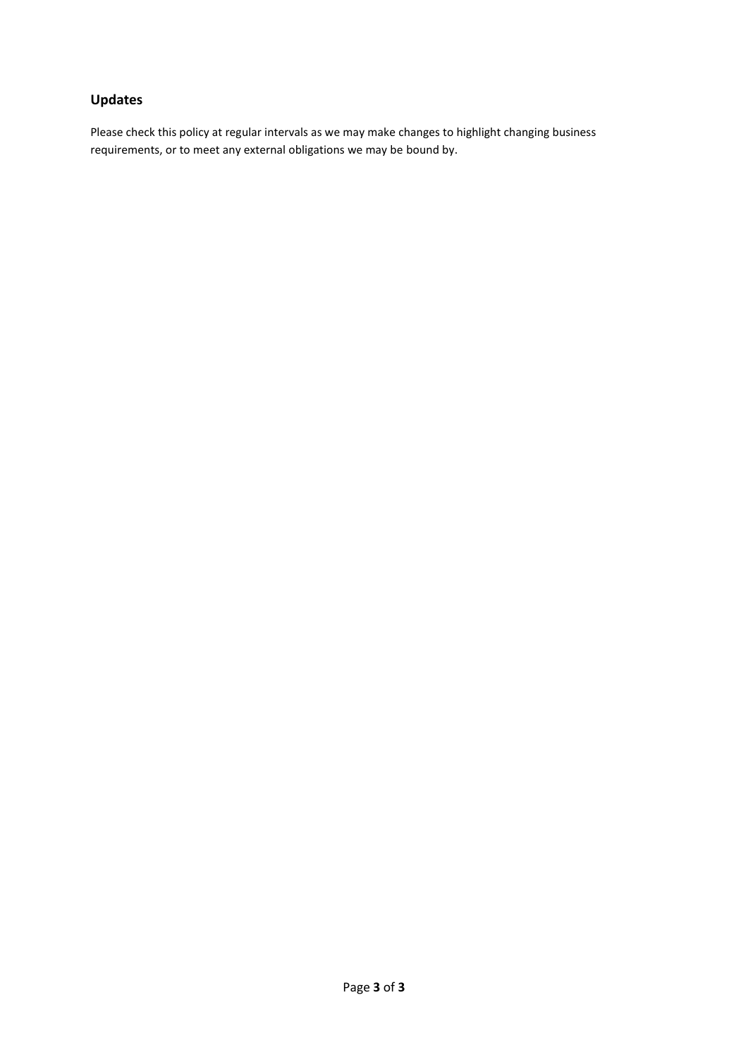## Updates

Please check this policy at regular intervals as we may make changes to highlight changing business requirements, or to meet any external obligations we may be bound by.